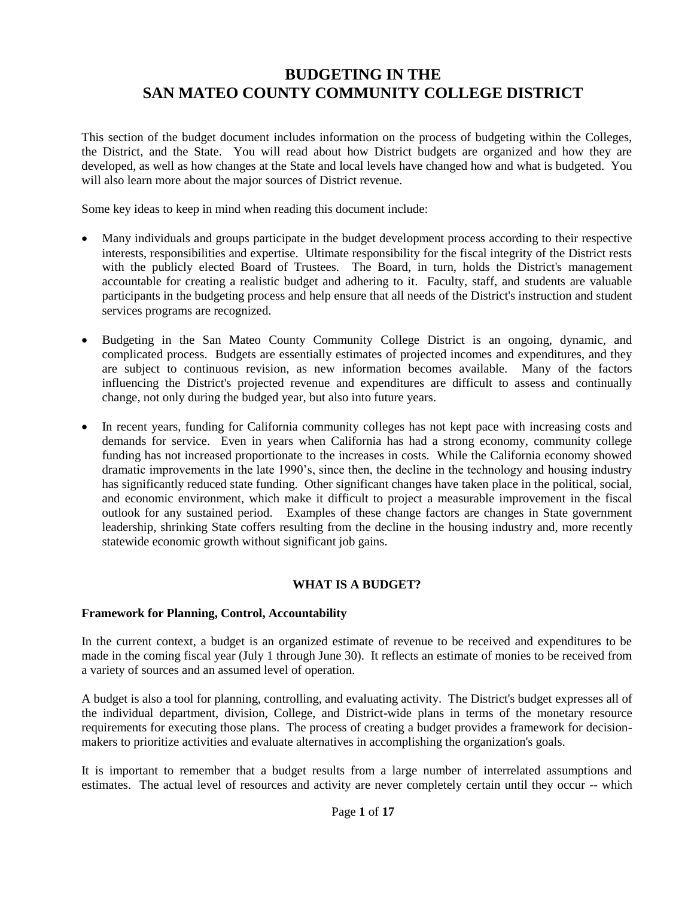# BUDGETING IN THE SAN MATEO COUNTY COMMUNITY COLLEGE DISTRICT

This section of the budget document includes information on the process of budgeting within the Colleges, the District, and the State. You will read about how District budgets are organized and how they are developed, as well as how changes at the State and local levels have changed how and what is budgeted. You will also learn more about the major sources of District revenue.

Some key ideas to keep in mind when reading this document include:

- Many individuals and groups participate in the budget development process according to their respective interests, responsibilities and expertise. Ultimate responsibility for the fiscal integrity of the District rests with the publicly elected Board of Trustees. The Board, in turn, holds the District's management accountable for creating a realistic budget and adhering to it. Faculty, staff, and students are valuable participants in the budgeting process and help ensure that all needs of the District's instruction and student services programs are recognized.

- Budgeting in the San Mateo County Community College District is an ongoing, dynamic, and complicated process. Budgets are essentially estimates of projected incomes and expenditures, and they are subject to continuous revision, as new information becomes available. Many of the factors influencing the District's projected revenue and expenditures are difficult to assess and continually change, not only during the budged year, but also into future years.

- In recent years, funding for California community colleges has not kept pace with increasing costs and demands for service. Even in years when California has had a strong economy, community college funding has not increased proportionate to the increases in costs. While the California economy showed dramatic improvements in the late 1990's, since then, the decline in the technology and housing industry has significantly reduced state funding. Other significant changes have taken place in the political, social, and economic environment, which make it difficult to project a measurable improvement in the fiscal outlook for any sustained period. Examples of these change factors are changes in State government leadership, shrinking State coffers resulting from the decline in the housing industry and, more recently statewide economic growth without significant job gains.

## WHAT IS A BUDGET?

### Framework for Planning, Control, Accountability

In the current context, a budget is an organized estimate of revenue to be received and expenditures to be made in the coming fiscal year (July 1 through June 30). It reflects an estimate of monies to be received from a variety of sources and an assumed level of operation.

A budget is also a tool for planning, controlling, and evaluating activity. The District's budget expresses all of the individual department, division, College, and District-wide plans in terms of the monetary resource requirements for executing those plans. The process of creating a budget provides a framework for decision-makers to prioritize activities and evaluate alternatives in accomplishing the organization's goals.

It is important to remember that a budget results from a large number of interrelated assumptions and estimates. The actual level of resources and activity are never completely certain until they occur -- which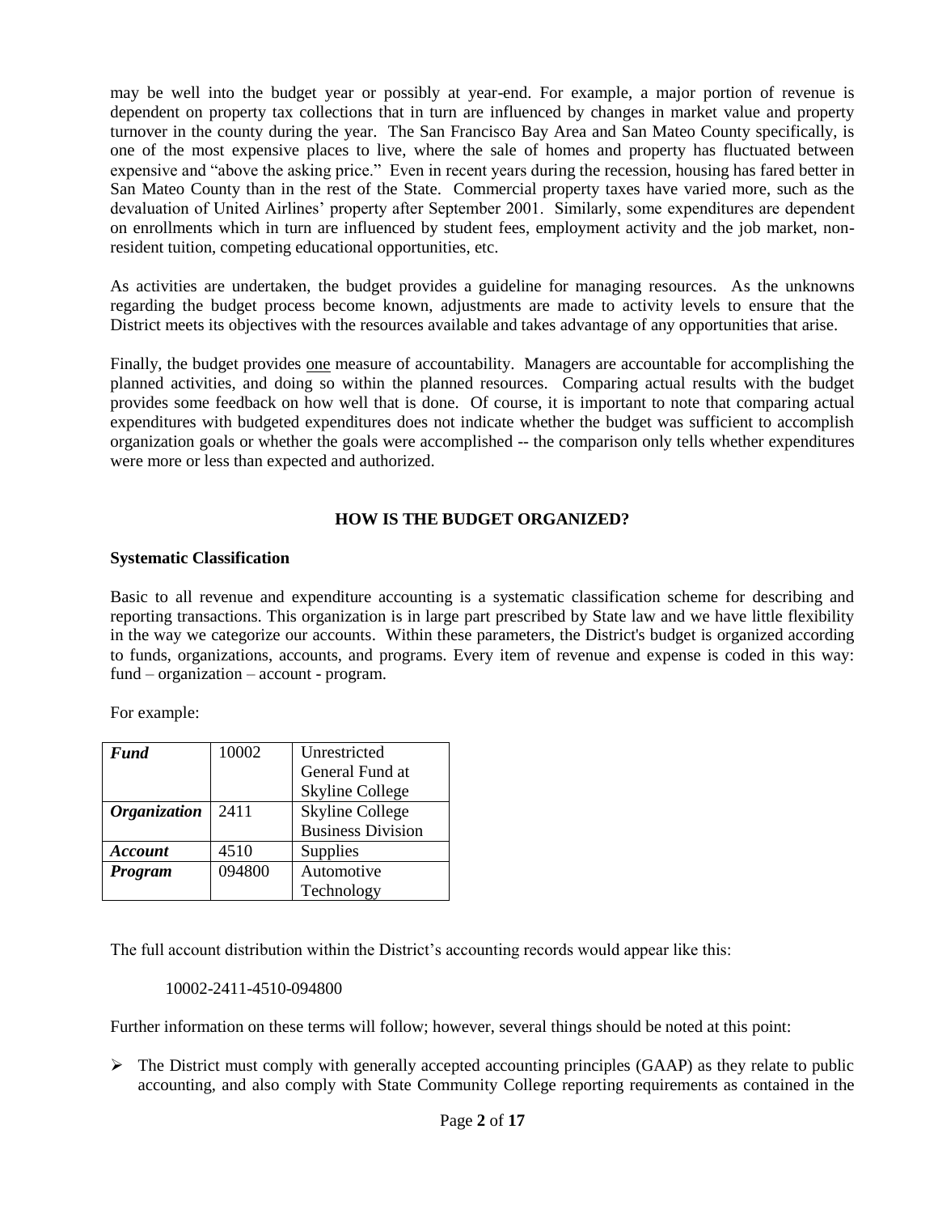may be well into the budget year or possibly at year-end. For example, a major portion of revenue is dependent on property tax collections that in turn are influenced by changes in market value and property turnover in the county during the year. The San Francisco Bay Area and San Mateo County specifically, is one of the most expensive places to live, where the sale of homes and property has fluctuated between expensive and "above the asking price." Even in recent years during the recession, housing has fared better in San Mateo County than in the rest of the State. Commercial property taxes have varied more, such as the devaluation of United Airlines' property after September 2001. Similarly, some expenditures are dependent on enrollments which in turn are influenced by student fees, employment activity and the job market, non-resident tuition, competing educational opportunities, etc.

As activities are undertaken, the budget provides a guideline for managing resources. As the unknowns regarding the budget process become known, adjustments are made to activity levels to ensure that the District meets its objectives with the resources available and takes advantage of any opportunities that arise.

Finally, the budget provides one measure of accountability. Managers are accountable for accomplishing the planned activities, and doing so within the planned resources. Comparing actual results with the budget provides some feedback on how well that is done. Of course, it is important to note that comparing actual expenditures with budgeted expenditures does not indicate whether the budget was sufficient to accomplish organization goals or whether the goals were accomplished -- the comparison only tells whether expenditures were more or less than expected and authorized.

## HOW IS THE BUDGET ORGANIZED?

**Systematic Classification**

Basic to all revenue and expenditure accounting is a systematic classification scheme for describing and reporting transactions. This organization is in large part prescribed by State law and we have little flexibility in the way we categorize our accounts. Within these parameters, the District's budget is organized according to funds, organizations, accounts, and programs. Every item of revenue and expense is coded in this way: fund – organization – account - program.

For example:

| | | |
|---|---|---|
| ***Fund*** | 10002 | Unrestricted General Fund at Skyline College |
| ***Organization*** | 2411 | Skyline College Business Division |
| ***Account*** | 4510 | Supplies |
| ***Program*** | 094800 | Automotive Technology |

The full account distribution within the District's accounting records would appear like this:

10002-2411-4510-094800

Further information on these terms will follow; however, several things should be noted at this point:

- The District must comply with generally accepted accounting principles (GAAP) as they relate to public accounting, and also comply with State Community College reporting requirements as contained in the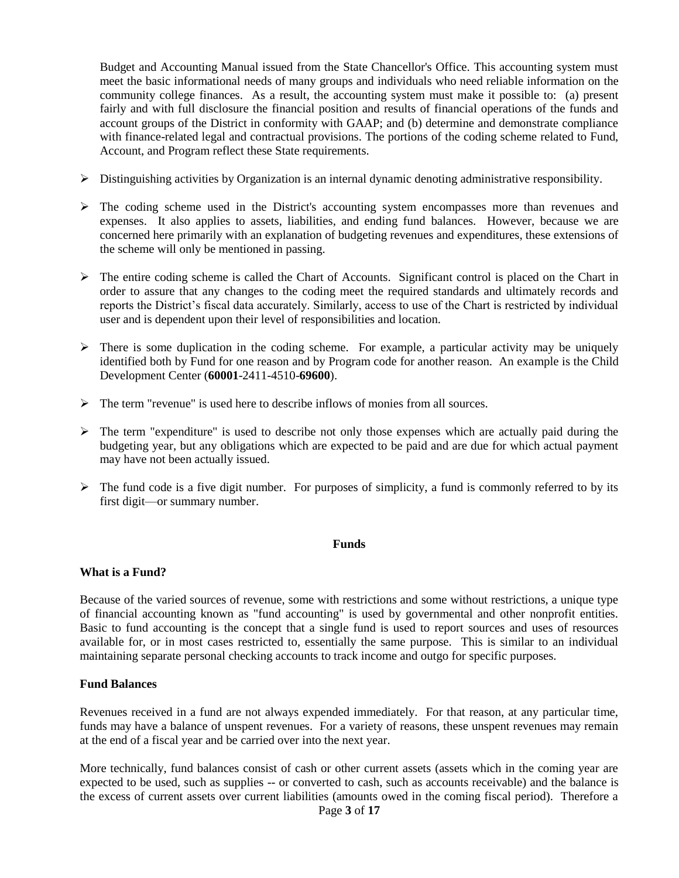Budget and Accounting Manual issued from the State Chancellor's Office. This accounting system must meet the basic informational needs of many groups and individuals who need reliable information on the community college finances. As a result, the accounting system must make it possible to: (a) present fairly and with full disclosure the financial position and results of financial operations of the funds and account groups of the District in conformity with GAAP; and (b) determine and demonstrate compliance with finance-related legal and contractual provisions. The portions of the coding scheme related to Fund, Account, and Program reflect these State requirements.

- Distinguishing activities by Organization is an internal dynamic denoting administrative responsibility.
- The coding scheme used in the District's accounting system encompasses more than revenues and expenses. It also applies to assets, liabilities, and ending fund balances. However, because we are concerned here primarily with an explanation of budgeting revenues and expenditures, these extensions of the scheme will only be mentioned in passing.
- The entire coding scheme is called the Chart of Accounts. Significant control is placed on the Chart in order to assure that any changes to the coding meet the required standards and ultimately records and reports the District's fiscal data accurately. Similarly, access to use of the Chart is restricted by individual user and is dependent upon their level of responsibilities and location.
- There is some duplication in the coding scheme. For example, a particular activity may be uniquely identified both by Fund for one reason and by Program code for another reason. An example is the Child Development Center (**60001**-2411-4510-**69600**).
- The term "revenue" is used here to describe inflows of monies from all sources.
- The term "expenditure" is used to describe not only those expenses which are actually paid during the budgeting year, but any obligations which are expected to be paid and are due for which actual payment may have not been actually issued.
- The fund code is a five digit number. For purposes of simplicity, a fund is commonly referred to by its first digit—or summary number.

## Funds

**What is a Fund?**

Because of the varied sources of revenue, some with restrictions and some without restrictions, a unique type of financial accounting known as "fund accounting" is used by governmental and other nonprofit entities. Basic to fund accounting is the concept that a single fund is used to report sources and uses of resources available for, or in most cases restricted to, essentially the same purpose. This is similar to an individual maintaining separate personal checking accounts to track income and outgo for specific purposes.

**Fund Balances**

Revenues received in a fund are not always expended immediately. For that reason, at any particular time, funds may have a balance of unspent revenues. For a variety of reasons, these unspent revenues may remain at the end of a fiscal year and be carried over into the next year.

More technically, fund balances consist of cash or other current assets (assets which in the coming year are expected to be used, such as supplies -- or converted to cash, such as accounts receivable) and the balance is the excess of current assets over current liabilities (amounts owed in the coming fiscal period). Therefore a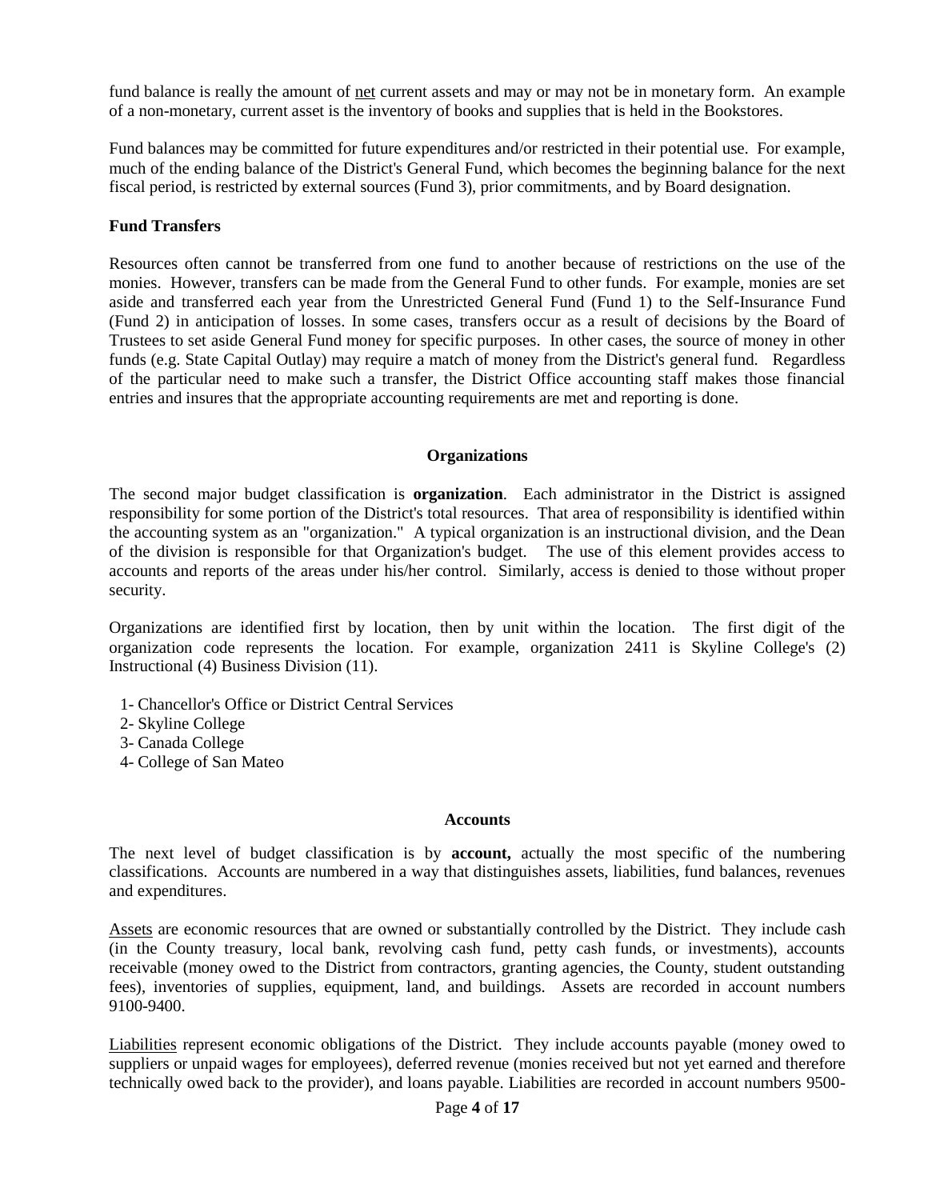fund balance is really the amount of net current assets and may or may not be in monetary form. An example of a non-monetary, current asset is the inventory of books and supplies that is held in the Bookstores.

Fund balances may be committed for future expenditures and/or restricted in their potential use. For example, much of the ending balance of the District's General Fund, which becomes the beginning balance for the next fiscal period, is restricted by external sources (Fund 3), prior commitments, and by Board designation.

**Fund Transfers**

Resources often cannot be transferred from one fund to another because of restrictions on the use of the monies. However, transfers can be made from the General Fund to other funds. For example, monies are set aside and transferred each year from the Unrestricted General Fund (Fund 1) to the Self-Insurance Fund (Fund 2) in anticipation of losses. In some cases, transfers occur as a result of decisions by the Board of Trustees to set aside General Fund money for specific purposes. In other cases, the source of money in other funds (e.g. State Capital Outlay) may require a match of money from the District's general fund. Regardless of the particular need to make such a transfer, the District Office accounting staff makes those financial entries and insures that the appropriate accounting requirements are met and reporting is done.

## Organizations

The second major budget classification is **organization**. Each administrator in the District is assigned responsibility for some portion of the District's total resources. That area of responsibility is identified within the accounting system as an "organization." A typical organization is an instructional division, and the Dean of the division is responsible for that Organization's budget. The use of this element provides access to accounts and reports of the areas under his/her control. Similarly, access is denied to those without proper security.

Organizations are identified first by location, then by unit within the location. The first digit of the organization code represents the location. For example, organization 2411 is Skyline College's (2) Instructional (4) Business Division (11).

- 1- Chancellor's Office or District Central Services
- 2- Skyline College
- 3- Canada College
- 4- College of San Mateo

## Accounts

The next level of budget classification is by **account,** actually the most specific of the numbering classifications. Accounts are numbered in a way that distinguishes assets, liabilities, fund balances, revenues and expenditures.

Assets are economic resources that are owned or substantially controlled by the District. They include cash (in the County treasury, local bank, revolving cash fund, petty cash funds, or investments), accounts receivable (money owed to the District from contractors, granting agencies, the County, student outstanding fees), inventories of supplies, equipment, land, and buildings. Assets are recorded in account numbers 9100-9400.

Liabilities represent economic obligations of the District. They include accounts payable (money owed to suppliers or unpaid wages for employees), deferred revenue (monies received but not yet earned and therefore technically owed back to the provider), and loans payable. Liabilities are recorded in account numbers 9500-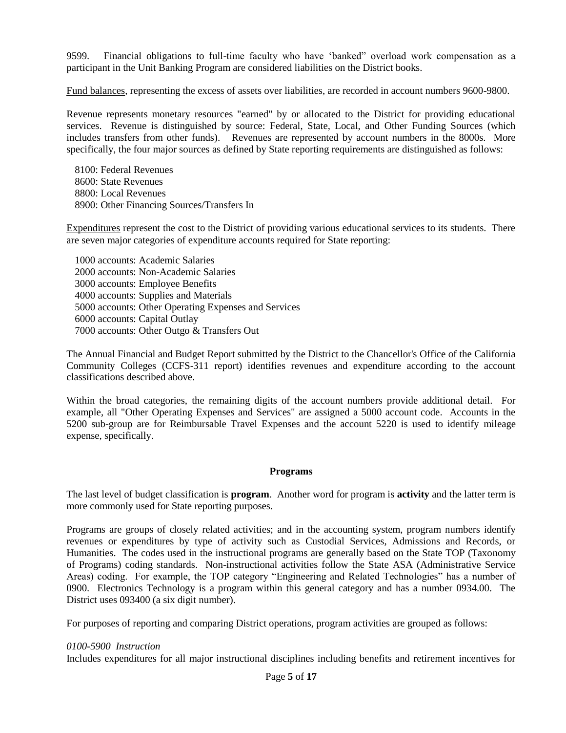9599. Financial obligations to full-time faculty who have 'banked" overload work compensation as a participant in the Unit Banking Program are considered liabilities on the District books.

Fund balances, representing the excess of assets over liabilities, are recorded in account numbers 9600-9800.

Revenue represents monetary resources "earned" by or allocated to the District for providing educational services. Revenue is distinguished by source: Federal, State, Local, and Other Funding Sources (which includes transfers from other funds). Revenues are represented by account numbers in the 8000s. More specifically, the four major sources as defined by State reporting requirements are distinguished as follows:

8100: Federal Revenues
8600: State Revenues
8800: Local Revenues
8900: Other Financing Sources/Transfers In

Expenditures represent the cost to the District of providing various educational services to its students. There are seven major categories of expenditure accounts required for State reporting:

1000 accounts: Academic Salaries
2000 accounts: Non-Academic Salaries
3000 accounts: Employee Benefits
4000 accounts: Supplies and Materials
5000 accounts: Other Operating Expenses and Services
6000 accounts: Capital Outlay
7000 accounts: Other Outgo & Transfers Out

The Annual Financial and Budget Report submitted by the District to the Chancellor's Office of the California Community Colleges (CCFS-311 report) identifies revenues and expenditure according to the account classifications described above.

Within the broad categories, the remaining digits of the account numbers provide additional detail. For example, all "Other Operating Expenses and Services" are assigned a 5000 account code. Accounts in the 5200 sub-group are for Reimbursable Travel Expenses and the account 5220 is used to identify mileage expense, specifically.

## Programs

The last level of budget classification is **program**. Another word for program is **activity** and the latter term is more commonly used for State reporting purposes.

Programs are groups of closely related activities; and in the accounting system, program numbers identify revenues or expenditures by type of activity such as Custodial Services, Admissions and Records, or Humanities. The codes used in the instructional programs are generally based on the State TOP (Taxonomy of Programs) coding standards. Non-instructional activities follow the State ASA (Administrative Service Areas) coding. For example, the TOP category "Engineering and Related Technologies" has a number of 0900. Electronics Technology is a program within this general category and has a number 0934.00. The District uses 093400 (a six digit number).

For purposes of reporting and comparing District operations, program activities are grouped as follows:

*0100-5900 Instruction*

Includes expenditures for all major instructional disciplines including benefits and retirement incentives for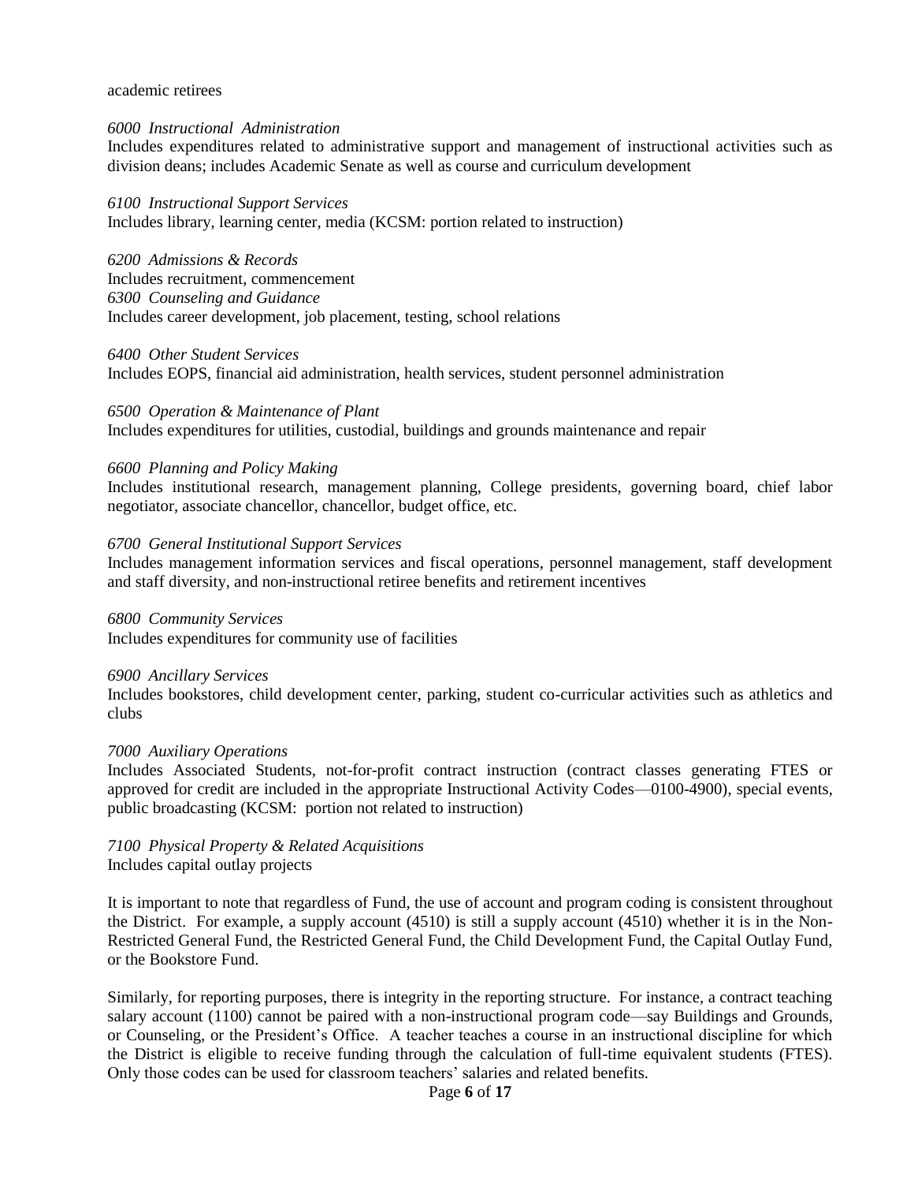academic retirees

*6000 Instructional Administration*

Includes expenditures related to administrative support and management of instructional activities such as division deans; includes Academic Senate as well as course and curriculum development

*6100 Instructional Support Services*

Includes library, learning center, media (KCSM: portion related to instruction)

*6200 Admissions & Records*

Includes recruitment, commencement

*6300 Counseling and Guidance*

Includes career development, job placement, testing, school relations

*6400 Other Student Services*

Includes EOPS, financial aid administration, health services, student personnel administration

*6500 Operation & Maintenance of Plant*

Includes expenditures for utilities, custodial, buildings and grounds maintenance and repair

*6600 Planning and Policy Making*

Includes institutional research, management planning, College presidents, governing board, chief labor negotiator, associate chancellor, chancellor, budget office, etc.

*6700 General Institutional Support Services*

Includes management information services and fiscal operations, personnel management, staff development and staff diversity, and non-instructional retiree benefits and retirement incentives

*6800 Community Services*

Includes expenditures for community use of facilities

*6900 Ancillary Services*

Includes bookstores, child development center, parking, student co-curricular activities such as athletics and clubs

*7000 Auxiliary Operations*

Includes Associated Students, not-for-profit contract instruction (contract classes generating FTES or approved for credit are included in the appropriate Instructional Activity Codes—0100-4900), special events, public broadcasting (KCSM: portion not related to instruction)

*7100 Physical Property & Related Acquisitions*

Includes capital outlay projects

It is important to note that regardless of Fund, the use of account and program coding is consistent throughout the District. For example, a supply account (4510) is still a supply account (4510) whether it is in the Non-Restricted General Fund, the Restricted General Fund, the Child Development Fund, the Capital Outlay Fund, or the Bookstore Fund.

Similarly, for reporting purposes, there is integrity in the reporting structure. For instance, a contract teaching salary account (1100) cannot be paired with a non-instructional program code—say Buildings and Grounds, or Counseling, or the President's Office. A teacher teaches a course in an instructional discipline for which the District is eligible to receive funding through the calculation of full-time equivalent students (FTES). Only those codes can be used for classroom teachers' salaries and related benefits.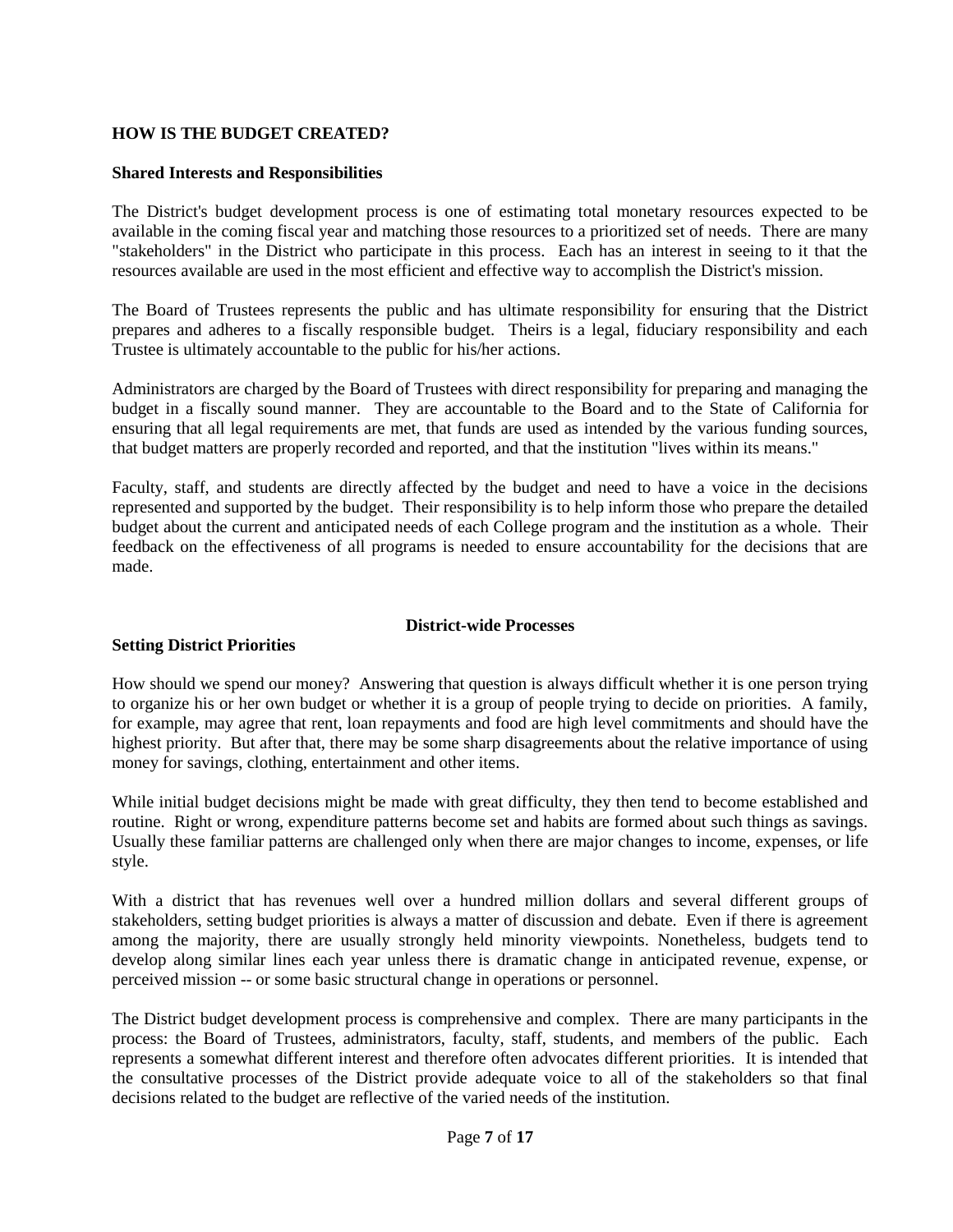## HOW IS THE BUDGET CREATED?

### Shared Interests and Responsibilities

The District's budget development process is one of estimating total monetary resources expected to be available in the coming fiscal year and matching those resources to a prioritized set of needs. There are many "stakeholders" in the District who participate in this process. Each has an interest in seeing to it that the resources available are used in the most efficient and effective way to accomplish the District's mission.

The Board of Trustees represents the public and has ultimate responsibility for ensuring that the District prepares and adheres to a fiscally responsible budget. Theirs is a legal, fiduciary responsibility and each Trustee is ultimately accountable to the public for his/her actions.

Administrators are charged by the Board of Trustees with direct responsibility for preparing and managing the budget in a fiscally sound manner. They are accountable to the Board and to the State of California for ensuring that all legal requirements are met, that funds are used as intended by the various funding sources, that budget matters are properly recorded and reported, and that the institution "lives within its means."

Faculty, staff, and students are directly affected by the budget and need to have a voice in the decisions represented and supported by the budget. Their responsibility is to help inform those who prepare the detailed budget about the current and anticipated needs of each College program and the institution as a whole. Their feedback on the effectiveness of all programs is needed to ensure accountability for the decisions that are made.

## District-wide Processes

### Setting District Priorities

How should we spend our money? Answering that question is always difficult whether it is one person trying to organize his or her own budget or whether it is a group of people trying to decide on priorities. A family, for example, may agree that rent, loan repayments and food are high level commitments and should have the highest priority. But after that, there may be some sharp disagreements about the relative importance of using money for savings, clothing, entertainment and other items.

While initial budget decisions might be made with great difficulty, they then tend to become established and routine. Right or wrong, expenditure patterns become set and habits are formed about such things as savings. Usually these familiar patterns are challenged only when there are major changes to income, expenses, or life style.

With a district that has revenues well over a hundred million dollars and several different groups of stakeholders, setting budget priorities is always a matter of discussion and debate. Even if there is agreement among the majority, there are usually strongly held minority viewpoints. Nonetheless, budgets tend to develop along similar lines each year unless there is dramatic change in anticipated revenue, expense, or perceived mission -- or some basic structural change in operations or personnel.

The District budget development process is comprehensive and complex. There are many participants in the process: the Board of Trustees, administrators, faculty, staff, students, and members of the public. Each represents a somewhat different interest and therefore often advocates different priorities. It is intended that the consultative processes of the District provide adequate voice to all of the stakeholders so that final decisions related to the budget are reflective of the varied needs of the institution.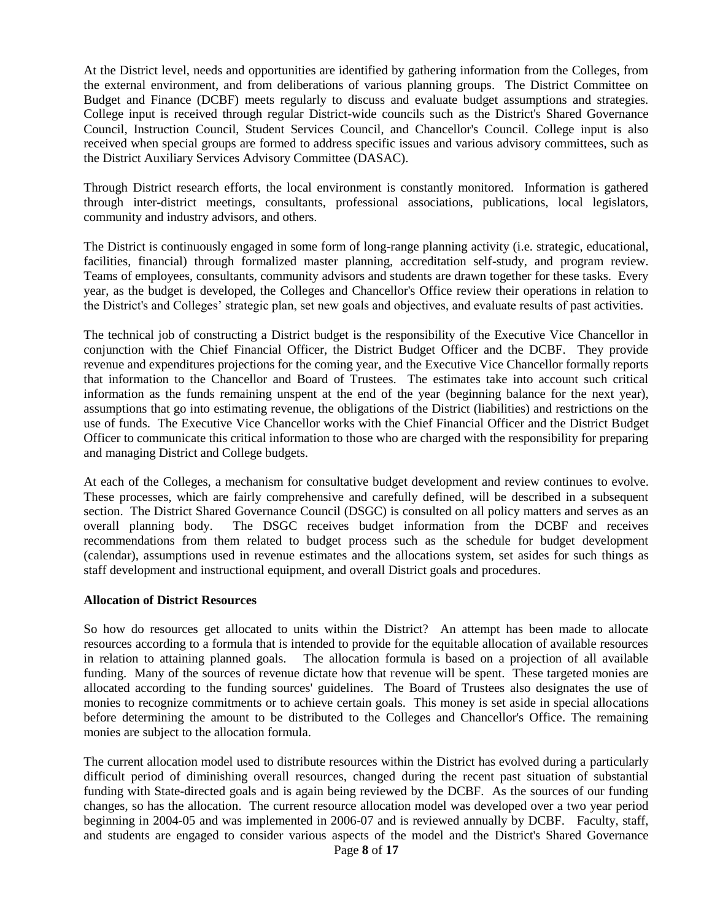At the District level, needs and opportunities are identified by gathering information from the Colleges, from the external environment, and from deliberations of various planning groups. The District Committee on Budget and Finance (DCBF) meets regularly to discuss and evaluate budget assumptions and strategies. College input is received through regular District-wide councils such as the District's Shared Governance Council, Instruction Council, Student Services Council, and Chancellor's Council. College input is also received when special groups are formed to address specific issues and various advisory committees, such as the District Auxiliary Services Advisory Committee (DASAC).

Through District research efforts, the local environment is constantly monitored. Information is gathered through inter-district meetings, consultants, professional associations, publications, local legislators, community and industry advisors, and others.

The District is continuously engaged in some form of long-range planning activity (i.e. strategic, educational, facilities, financial) through formalized master planning, accreditation self-study, and program review. Teams of employees, consultants, community advisors and students are drawn together for these tasks. Every year, as the budget is developed, the Colleges and Chancellor's Office review their operations in relation to the District's and Colleges' strategic plan, set new goals and objectives, and evaluate results of past activities.

The technical job of constructing a District budget is the responsibility of the Executive Vice Chancellor in conjunction with the Chief Financial Officer, the District Budget Officer and the DCBF. They provide revenue and expenditures projections for the coming year, and the Executive Vice Chancellor formally reports that information to the Chancellor and Board of Trustees. The estimates take into account such critical information as the funds remaining unspent at the end of the year (beginning balance for the next year), assumptions that go into estimating revenue, the obligations of the District (liabilities) and restrictions on the use of funds. The Executive Vice Chancellor works with the Chief Financial Officer and the District Budget Officer to communicate this critical information to those who are charged with the responsibility for preparing and managing District and College budgets.

At each of the Colleges, a mechanism for consultative budget development and review continues to evolve. These processes, which are fairly comprehensive and carefully defined, will be described in a subsequent section. The District Shared Governance Council (DSGC) is consulted on all policy matters and serves as an overall planning body. The DSGC receives budget information from the DCBF and receives recommendations from them related to budget process such as the schedule for budget development (calendar), assumptions used in revenue estimates and the allocations system, set asides for such things as staff development and instructional equipment, and overall District goals and procedures.

**Allocation of District Resources**

So how do resources get allocated to units within the District? An attempt has been made to allocate resources according to a formula that is intended to provide for the equitable allocation of available resources in relation to attaining planned goals. The allocation formula is based on a projection of all available funding. Many of the sources of revenue dictate how that revenue will be spent. These targeted monies are allocated according to the funding sources' guidelines. The Board of Trustees also designates the use of monies to recognize commitments or to achieve certain goals. This money is set aside in special allocations before determining the amount to be distributed to the Colleges and Chancellor's Office. The remaining monies are subject to the allocation formula.

The current allocation model used to distribute resources within the District has evolved during a particularly difficult period of diminishing overall resources, changed during the recent past situation of substantial funding with State-directed goals and is again being reviewed by the DCBF. As the sources of our funding changes, so has the allocation. The current resource allocation model was developed over a two year period beginning in 2004-05 and was implemented in 2006-07 and is reviewed annually by DCBF. Faculty, staff, and students are engaged to consider various aspects of the model and the District's Shared Governance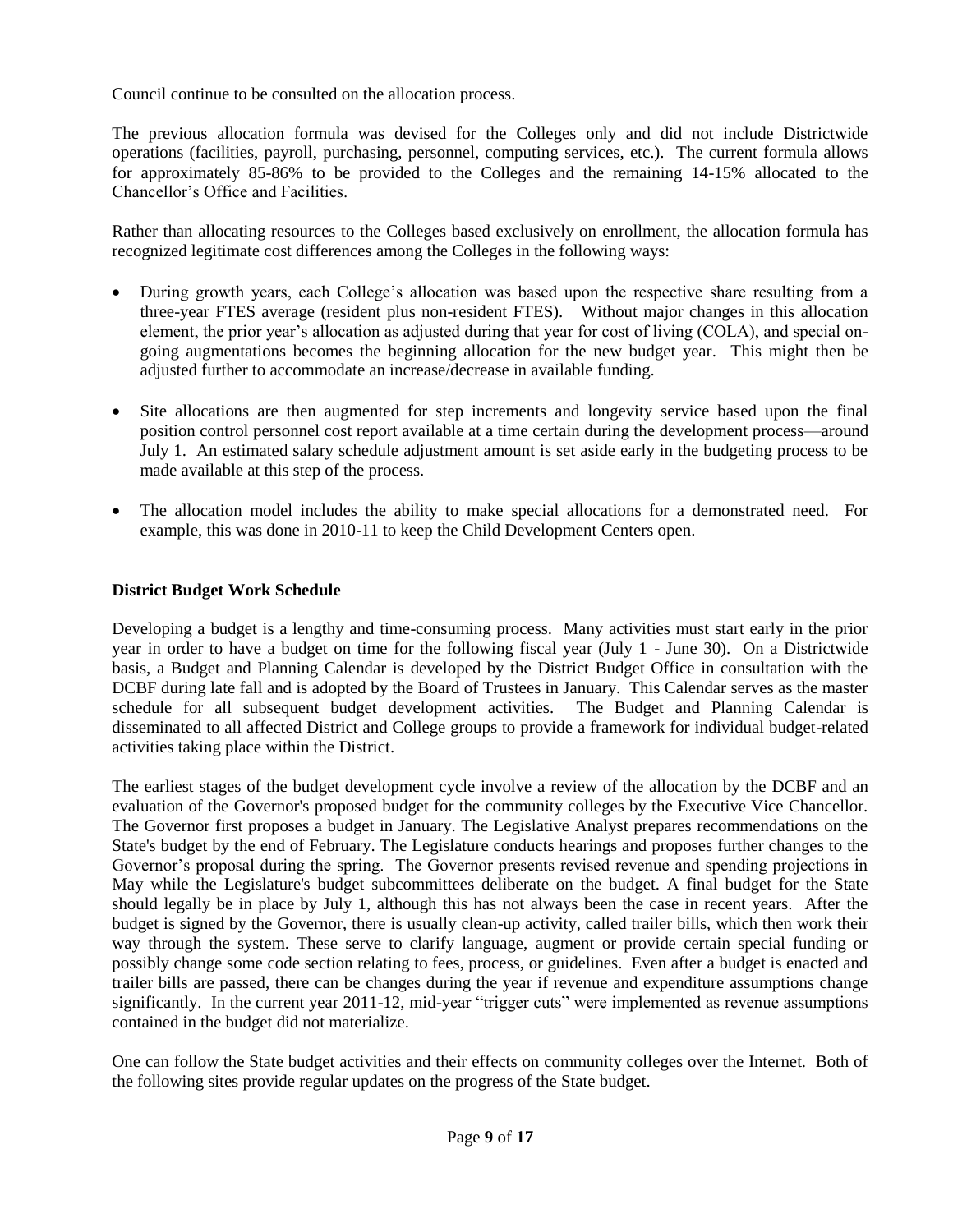Council continue to be consulted on the allocation process.

The previous allocation formula was devised for the Colleges only and did not include Districtwide operations (facilities, payroll, purchasing, personnel, computing services, etc.). The current formula allows for approximately 85-86% to be provided to the Colleges and the remaining 14-15% allocated to the Chancellor's Office and Facilities.

Rather than allocating resources to the Colleges based exclusively on enrollment, the allocation formula has recognized legitimate cost differences among the Colleges in the following ways:

- During growth years, each College's allocation was based upon the respective share resulting from a three-year FTES average (resident plus non-resident FTES). Without major changes in this allocation element, the prior year's allocation as adjusted during that year for cost of living (COLA), and special on-going augmentations becomes the beginning allocation for the new budget year. This might then be adjusted further to accommodate an increase/decrease in available funding.

- Site allocations are then augmented for step increments and longevity service based upon the final position control personnel cost report available at a time certain during the development process—around July 1. An estimated salary schedule adjustment amount is set aside early in the budgeting process to be made available at this step of the process.

- The allocation model includes the ability to make special allocations for a demonstrated need. For example, this was done in 2010-11 to keep the Child Development Centers open.

**District Budget Work Schedule**

Developing a budget is a lengthy and time-consuming process. Many activities must start early in the prior year in order to have a budget on time for the following fiscal year (July 1 - June 30). On a Districtwide basis, a Budget and Planning Calendar is developed by the District Budget Office in consultation with the DCBF during late fall and is adopted by the Board of Trustees in January. This Calendar serves as the master schedule for all subsequent budget development activities. The Budget and Planning Calendar is disseminated to all affected District and College groups to provide a framework for individual budget-related activities taking place within the District.

The earliest stages of the budget development cycle involve a review of the allocation by the DCBF and an evaluation of the Governor's proposed budget for the community colleges by the Executive Vice Chancellor. The Governor first proposes a budget in January. The Legislative Analyst prepares recommendations on the State's budget by the end of February. The Legislature conducts hearings and proposes further changes to the Governor's proposal during the spring. The Governor presents revised revenue and spending projections in May while the Legislature's budget subcommittees deliberate on the budget. A final budget for the State should legally be in place by July 1, although this has not always been the case in recent years. After the budget is signed by the Governor, there is usually clean-up activity, called trailer bills, which then work their way through the system. These serve to clarify language, augment or provide certain special funding or possibly change some code section relating to fees, process, or guidelines. Even after a budget is enacted and trailer bills are passed, there can be changes during the year if revenue and expenditure assumptions change significantly. In the current year 2011-12, mid-year "trigger cuts" were implemented as revenue assumptions contained in the budget did not materialize.

One can follow the State budget activities and their effects on community colleges over the Internet. Both of the following sites provide regular updates on the progress of the State budget.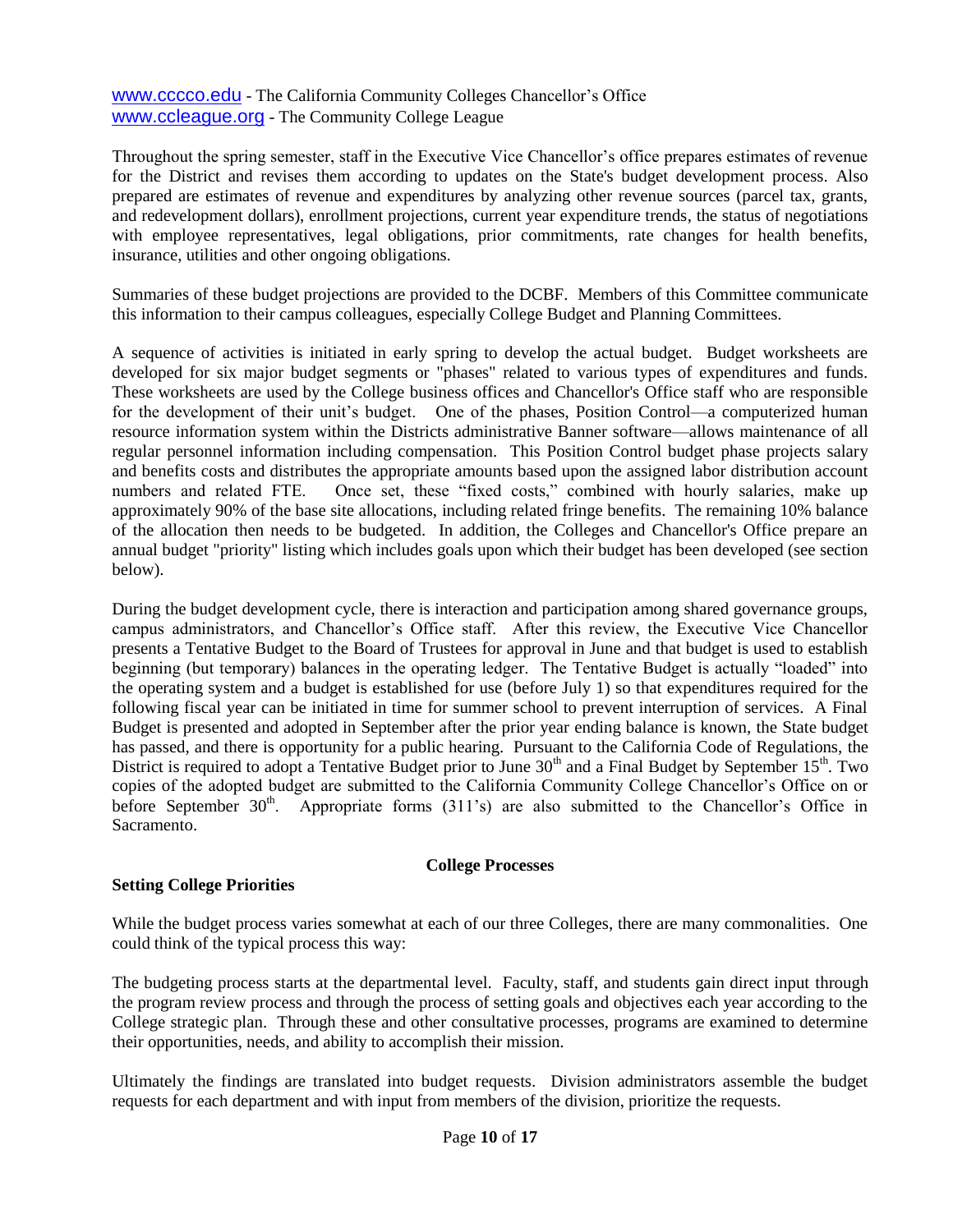www.cccco.edu - The California Community Colleges Chancellor's Office
www.ccleague.org - The Community College League

Throughout the spring semester, staff in the Executive Vice Chancellor's office prepares estimates of revenue for the District and revises them according to updates on the State's budget development process. Also prepared are estimates of revenue and expenditures by analyzing other revenue sources (parcel tax, grants, and redevelopment dollars), enrollment projections, current year expenditure trends, the status of negotiations with employee representatives, legal obligations, prior commitments, rate changes for health benefits, insurance, utilities and other ongoing obligations.

Summaries of these budget projections are provided to the DCBF. Members of this Committee communicate this information to their campus colleagues, especially College Budget and Planning Committees.

A sequence of activities is initiated in early spring to develop the actual budget. Budget worksheets are developed for six major budget segments or "phases" related to various types of expenditures and funds. These worksheets are used by the College business offices and Chancellor's Office staff who are responsible for the development of their unit's budget. One of the phases, Position Control—a computerized human resource information system within the Districts administrative Banner software—allows maintenance of all regular personnel information including compensation. This Position Control budget phase projects salary and benefits costs and distributes the appropriate amounts based upon the assigned labor distribution account numbers and related FTE. Once set, these "fixed costs," combined with hourly salaries, make up approximately 90% of the base site allocations, including related fringe benefits. The remaining 10% balance of the allocation then needs to be budgeted. In addition, the Colleges and Chancellor's Office prepare an annual budget "priority" listing which includes goals upon which their budget has been developed (see section below).

During the budget development cycle, there is interaction and participation among shared governance groups, campus administrators, and Chancellor's Office staff. After this review, the Executive Vice Chancellor presents a Tentative Budget to the Board of Trustees for approval in June and that budget is used to establish beginning (but temporary) balances in the operating ledger. The Tentative Budget is actually "loaded" into the operating system and a budget is established for use (before July 1) so that expenditures required for the following fiscal year can be initiated in time for summer school to prevent interruption of services. A Final Budget is presented and adopted in September after the prior year ending balance is known, the State budget has passed, and there is opportunity for a public hearing. Pursuant to the California Code of Regulations, the District is required to adopt a Tentative Budget prior to June 30th and a Final Budget by September 15th. Two copies of the adopted budget are submitted to the California Community College Chancellor's Office on or before September 30th. Appropriate forms (311's) are also submitted to the Chancellor's Office in Sacramento.

## College Processes

### Setting College Priorities

While the budget process varies somewhat at each of our three Colleges, there are many commonalities. One could think of the typical process this way:

The budgeting process starts at the departmental level. Faculty, staff, and students gain direct input through the program review process and through the process of setting goals and objectives each year according to the College strategic plan. Through these and other consultative processes, programs are examined to determine their opportunities, needs, and ability to accomplish their mission.

Ultimately the findings are translated into budget requests. Division administrators assemble the budget requests for each department and with input from members of the division, prioritize the requests.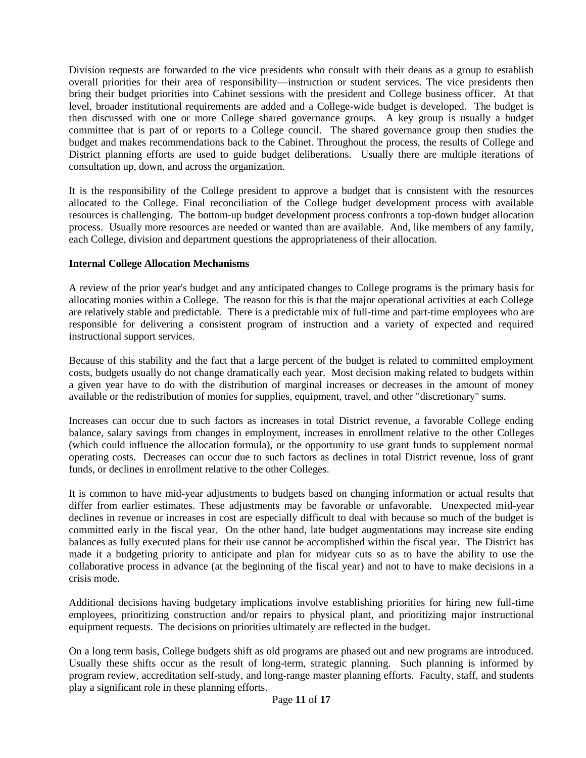Division requests are forwarded to the vice presidents who consult with their deans as a group to establish overall priorities for their area of responsibility—instruction or student services. The vice presidents then bring their budget priorities into Cabinet sessions with the president and College business officer. At that level, broader institutional requirements are added and a College-wide budget is developed. The budget is then discussed with one or more College shared governance groups. A key group is usually a budget committee that is part of or reports to a College council. The shared governance group then studies the budget and makes recommendations back to the Cabinet. Throughout the process, the results of College and District planning efforts are used to guide budget deliberations. Usually there are multiple iterations of consultation up, down, and across the organization.

It is the responsibility of the College president to approve a budget that is consistent with the resources allocated to the College. Final reconciliation of the College budget development process with available resources is challenging. The bottom-up budget development process confronts a top-down budget allocation process. Usually more resources are needed or wanted than are available. And, like members of any family, each College, division and department questions the appropriateness of their allocation.

**Internal College Allocation Mechanisms**

A review of the prior year's budget and any anticipated changes to College programs is the primary basis for allocating monies within a College. The reason for this is that the major operational activities at each College are relatively stable and predictable. There is a predictable mix of full-time and part-time employees who are responsible for delivering a consistent program of instruction and a variety of expected and required instructional support services.

Because of this stability and the fact that a large percent of the budget is related to committed employment costs, budgets usually do not change dramatically each year. Most decision making related to budgets within a given year have to do with the distribution of marginal increases or decreases in the amount of money available or the redistribution of monies for supplies, equipment, travel, and other "discretionary" sums.

Increases can occur due to such factors as increases in total District revenue, a favorable College ending balance, salary savings from changes in employment, increases in enrollment relative to the other Colleges (which could influence the allocation formula), or the opportunity to use grant funds to supplement normal operating costs. Decreases can occur due to such factors as declines in total District revenue, loss of grant funds, or declines in enrollment relative to the other Colleges.

It is common to have mid-year adjustments to budgets based on changing information or actual results that differ from earlier estimates. These adjustments may be favorable or unfavorable. Unexpected mid-year declines in revenue or increases in cost are especially difficult to deal with because so much of the budget is committed early in the fiscal year. On the other hand, late budget augmentations may increase site ending balances as fully executed plans for their use cannot be accomplished within the fiscal year. The District has made it a budgeting priority to anticipate and plan for midyear cuts so as to have the ability to use the collaborative process in advance (at the beginning of the fiscal year) and not to have to make decisions in a crisis mode.

Additional decisions having budgetary implications involve establishing priorities for hiring new full-time employees, prioritizing construction and/or repairs to physical plant, and prioritizing major instructional equipment requests. The decisions on priorities ultimately are reflected in the budget.

On a long term basis, College budgets shift as old programs are phased out and new programs are introduced. Usually these shifts occur as the result of long-term, strategic planning. Such planning is informed by program review, accreditation self-study, and long-range master planning efforts. Faculty, staff, and students play a significant role in these planning efforts.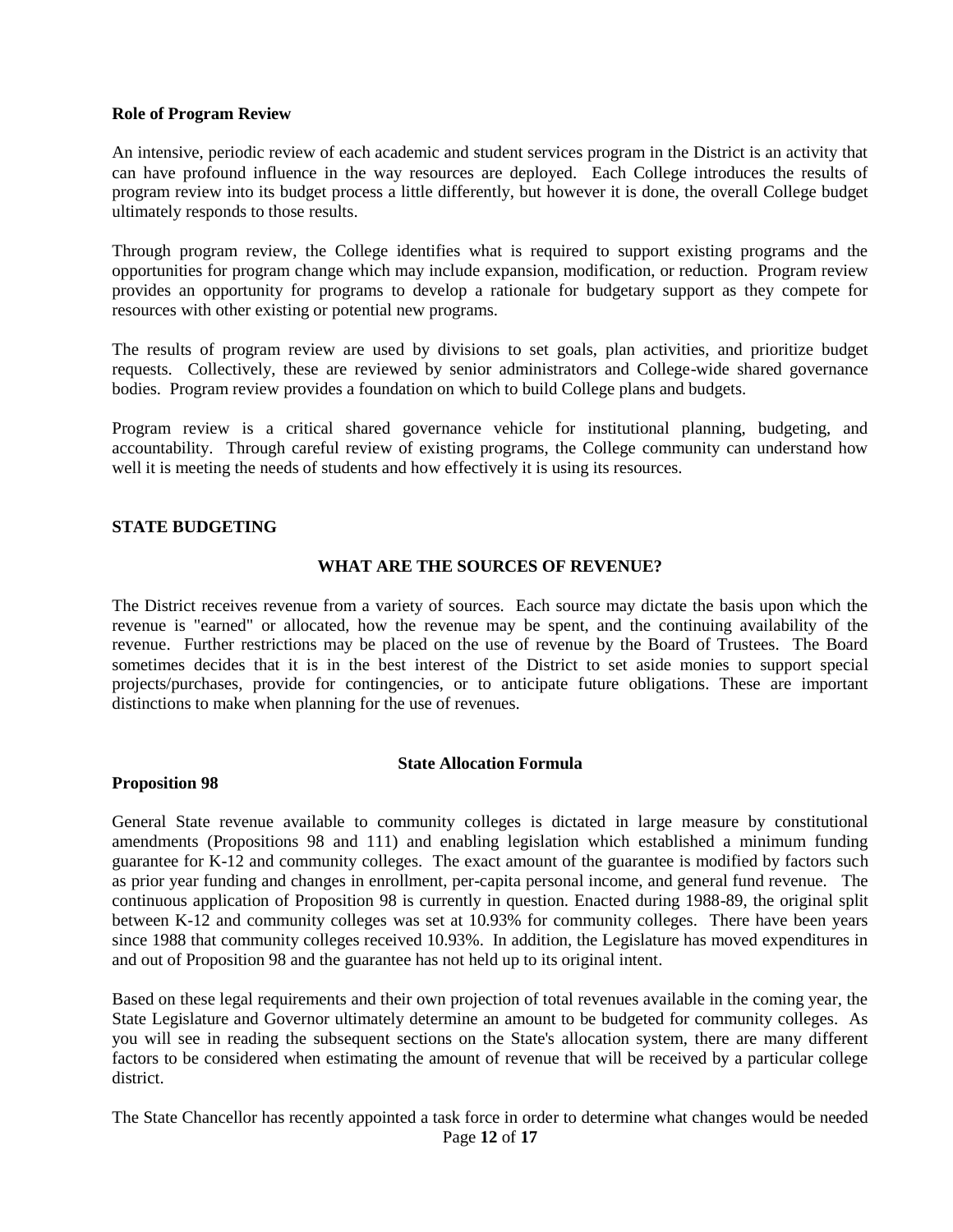**Role of Program Review**

An intensive, periodic review of each academic and student services program in the District is an activity that can have profound influence in the way resources are deployed. Each College introduces the results of program review into its budget process a little differently, but however it is done, the overall College budget ultimately responds to those results.

Through program review, the College identifies what is required to support existing programs and the opportunities for program change which may include expansion, modification, or reduction. Program review provides an opportunity for programs to develop a rationale for budgetary support as they compete for resources with other existing or potential new programs.

The results of program review are used by divisions to set goals, plan activities, and prioritize budget requests. Collectively, these are reviewed by senior administrators and College-wide shared governance bodies. Program review provides a foundation on which to build College plans and budgets.

Program review is a critical shared governance vehicle for institutional planning, budgeting, and accountability. Through careful review of existing programs, the College community can understand how well it is meeting the needs of students and how effectively it is using its resources.

## STATE BUDGETING

### WHAT ARE THE SOURCES OF REVENUE?

The District receives revenue from a variety of sources. Each source may dictate the basis upon which the revenue is "earned" or allocated, how the revenue may be spent, and the continuing availability of the revenue. Further restrictions may be placed on the use of revenue by the Board of Trustees. The Board sometimes decides that it is in the best interest of the District to set aside monies to support special projects/purchases, provide for contingencies, or to anticipate future obligations. These are important distinctions to make when planning for the use of revenues.

### State Allocation Formula

**Proposition 98**

General State revenue available to community colleges is dictated in large measure by constitutional amendments (Propositions 98 and 111) and enabling legislation which established a minimum funding guarantee for K-12 and community colleges. The exact amount of the guarantee is modified by factors such as prior year funding and changes in enrollment, per-capita personal income, and general fund revenue. The continuous application of Proposition 98 is currently in question. Enacted during 1988-89, the original split between K-12 and community colleges was set at 10.93% for community colleges. There have been years since 1988 that community colleges received 10.93%. In addition, the Legislature has moved expenditures in and out of Proposition 98 and the guarantee has not held up to its original intent.

Based on these legal requirements and their own projection of total revenues available in the coming year, the State Legislature and Governor ultimately determine an amount to be budgeted for community colleges. As you will see in reading the subsequent sections on the State's allocation system, there are many different factors to be considered when estimating the amount of revenue that will be received by a particular college district.

The State Chancellor has recently appointed a task force in order to determine what changes would be needed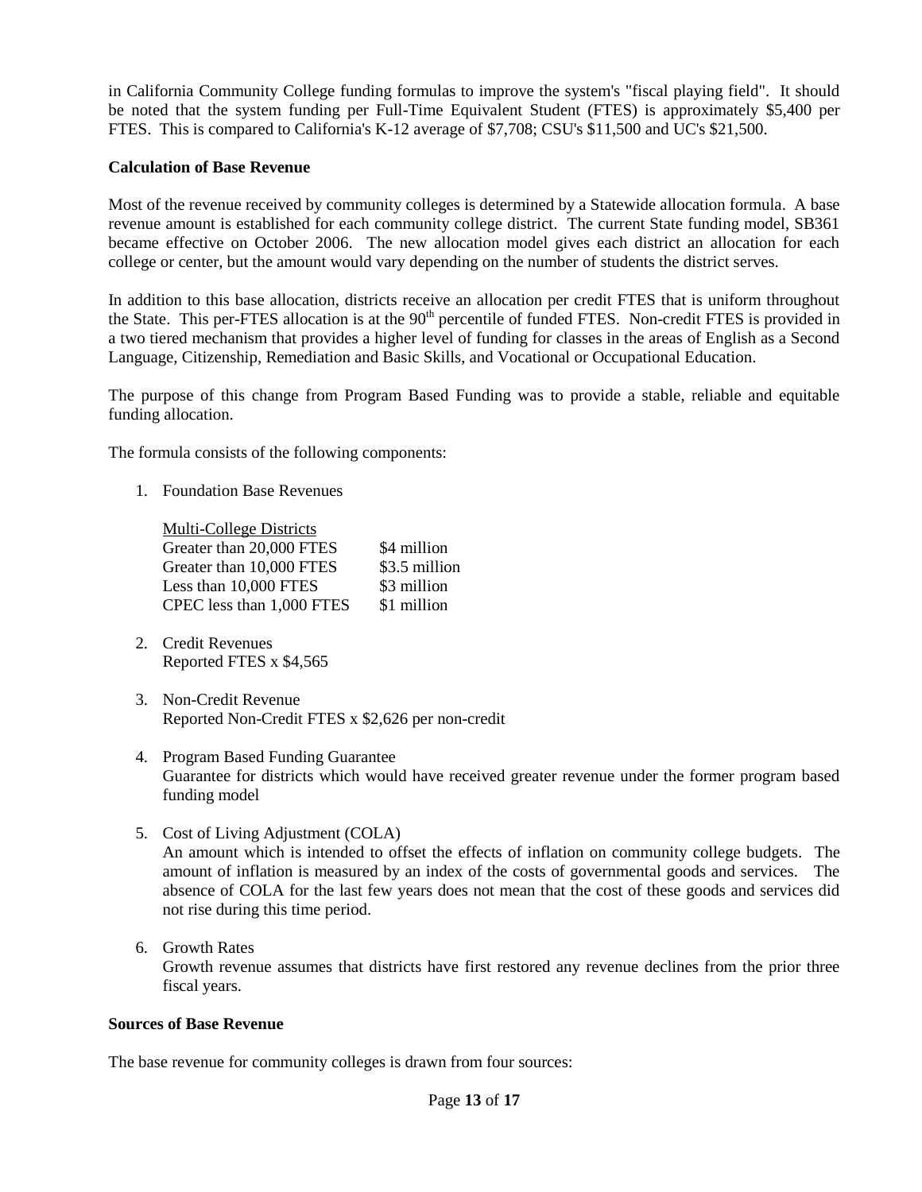in California Community College funding formulas to improve the system's "fiscal playing field". It should be noted that the system funding per Full-Time Equivalent Student (FTES) is approximately $5,400 per FTES. This is compared to California's K-12 average of $7,708; CSU's $11,500 and UC's $21,500.

**Calculation of Base Revenue**

Most of the revenue received by community colleges is determined by a Statewide allocation formula. A base revenue amount is established for each community college district. The current State funding model, SB361 became effective on October 2006. The new allocation model gives each district an allocation for each college or center, but the amount would vary depending on the number of students the district serves.

In addition to this base allocation, districts receive an allocation per credit FTES that is uniform throughout the State. This per-FTES allocation is at the 90th percentile of funded FTES. Non-credit FTES is provided in a two tiered mechanism that provides a higher level of funding for classes in the areas of English as a Second Language, Citizenship, Remediation and Basic Skills, and Vocational or Occupational Education.

The purpose of this change from Program Based Funding was to provide a stable, reliable and equitable funding allocation.

The formula consists of the following components:

1. Foundation Base Revenues

   | Multi-College Districts | |
   |---|---|
   | Greater than 20,000 FTES | $4 million |
   | Greater than 10,000 FTES | $3.5 million |
   | Less than 10,000 FTES | $3 million |
   | CPEC less than 1,000 FTES | $1 million |

2. Credit Revenues
   Reported FTES x $4,565

3. Non-Credit Revenue
   Reported Non-Credit FTES x $2,626 per non-credit

4. Program Based Funding Guarantee
   Guarantee for districts which would have received greater revenue under the former program based funding model

5. Cost of Living Adjustment (COLA)
   An amount which is intended to offset the effects of inflation on community college budgets. The amount of inflation is measured by an index of the costs of governmental goods and services. The absence of COLA for the last few years does not mean that the cost of these goods and services did not rise during this time period.

6. Growth Rates
   Growth revenue assumes that districts have first restored any revenue declines from the prior three fiscal years.

**Sources of Base Revenue**

The base revenue for community colleges is drawn from four sources: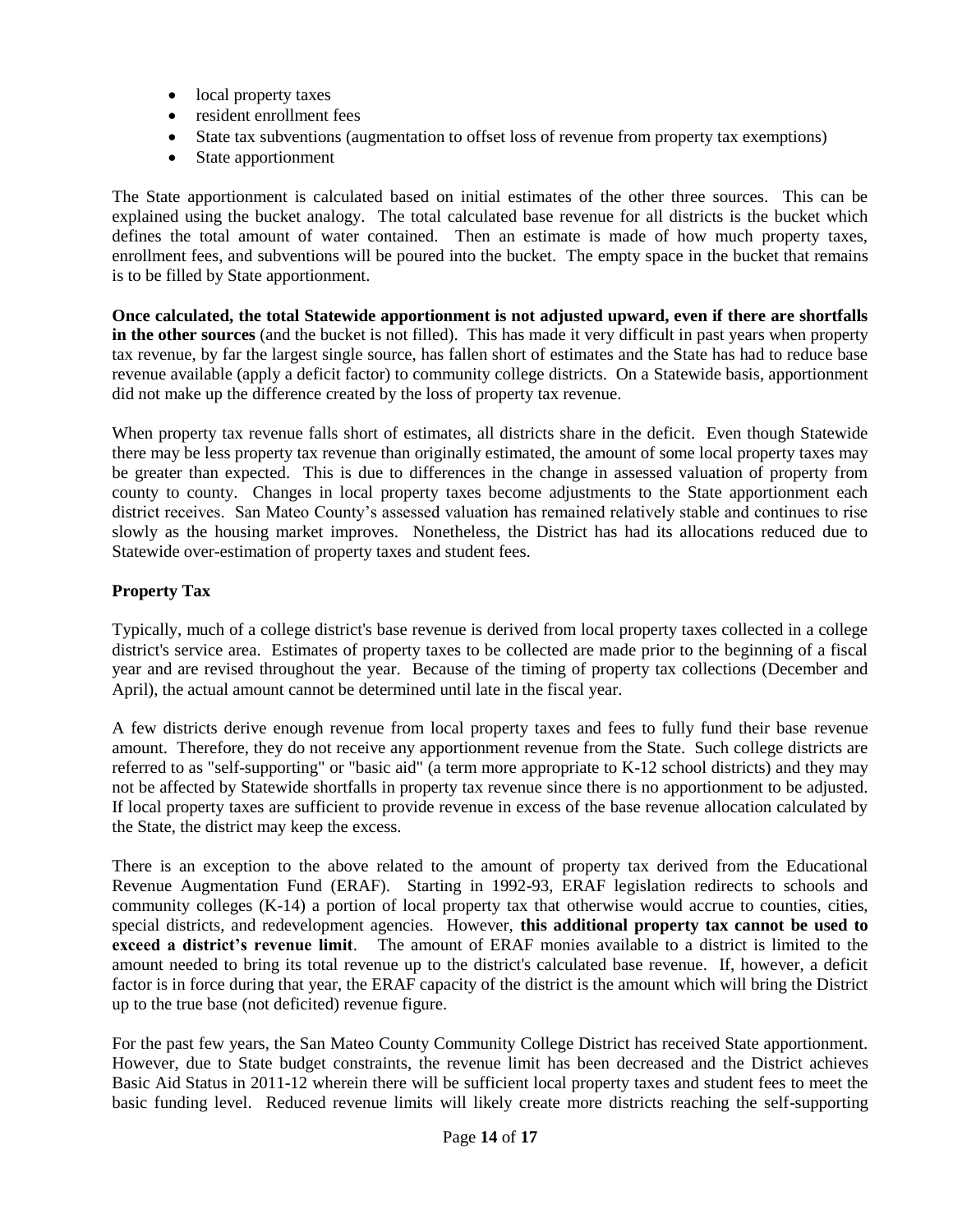- local property taxes
- resident enrollment fees
- State tax subventions (augmentation to offset loss of revenue from property tax exemptions)
- State apportionment

The State apportionment is calculated based on initial estimates of the other three sources. This can be explained using the bucket analogy. The total calculated base revenue for all districts is the bucket which defines the total amount of water contained. Then an estimate is made of how much property taxes, enrollment fees, and subventions will be poured into the bucket. The empty space in the bucket that remains is to be filled by State apportionment.

**Once calculated, the total Statewide apportionment is not adjusted upward, even if there are shortfalls in the other sources** (and the bucket is not filled). This has made it very difficult in past years when property tax revenue, by far the largest single source, has fallen short of estimates and the State has had to reduce base revenue available (apply a deficit factor) to community college districts. On a Statewide basis, apportionment did not make up the difference created by the loss of property tax revenue.

When property tax revenue falls short of estimates, all districts share in the deficit. Even though Statewide there may be less property tax revenue than originally estimated, the amount of some local property taxes may be greater than expected. This is due to differences in the change in assessed valuation of property from county to county. Changes in local property taxes become adjustments to the State apportionment each district receives. San Mateo County's assessed valuation has remained relatively stable and continues to rise slowly as the housing market improves. Nonetheless, the District has had its allocations reduced due to Statewide over-estimation of property taxes and student fees.

**Property Tax**

Typically, much of a college district's base revenue is derived from local property taxes collected in a college district's service area. Estimates of property taxes to be collected are made prior to the beginning of a fiscal year and are revised throughout the year. Because of the timing of property tax collections (December and April), the actual amount cannot be determined until late in the fiscal year.

A few districts derive enough revenue from local property taxes and fees to fully fund their base revenue amount. Therefore, they do not receive any apportionment revenue from the State. Such college districts are referred to as "self-supporting" or "basic aid" (a term more appropriate to K-12 school districts) and they may not be affected by Statewide shortfalls in property tax revenue since there is no apportionment to be adjusted. If local property taxes are sufficient to provide revenue in excess of the base revenue allocation calculated by the State, the district may keep the excess.

There is an exception to the above related to the amount of property tax derived from the Educational Revenue Augmentation Fund (ERAF). Starting in 1992-93, ERAF legislation redirects to schools and community colleges (K-14) a portion of local property tax that otherwise would accrue to counties, cities, special districts, and redevelopment agencies. However, **this additional property tax cannot be used to exceed a district's revenue limit**. The amount of ERAF monies available to a district is limited to the amount needed to bring its total revenue up to the district's calculated base revenue. If, however, a deficit factor is in force during that year, the ERAF capacity of the district is the amount which will bring the District up to the true base (not deficited) revenue figure.

For the past few years, the San Mateo County Community College District has received State apportionment. However, due to State budget constraints, the revenue limit has been decreased and the District achieves Basic Aid Status in 2011-12 wherein there will be sufficient local property taxes and student fees to meet the basic funding level. Reduced revenue limits will likely create more districts reaching the self-supporting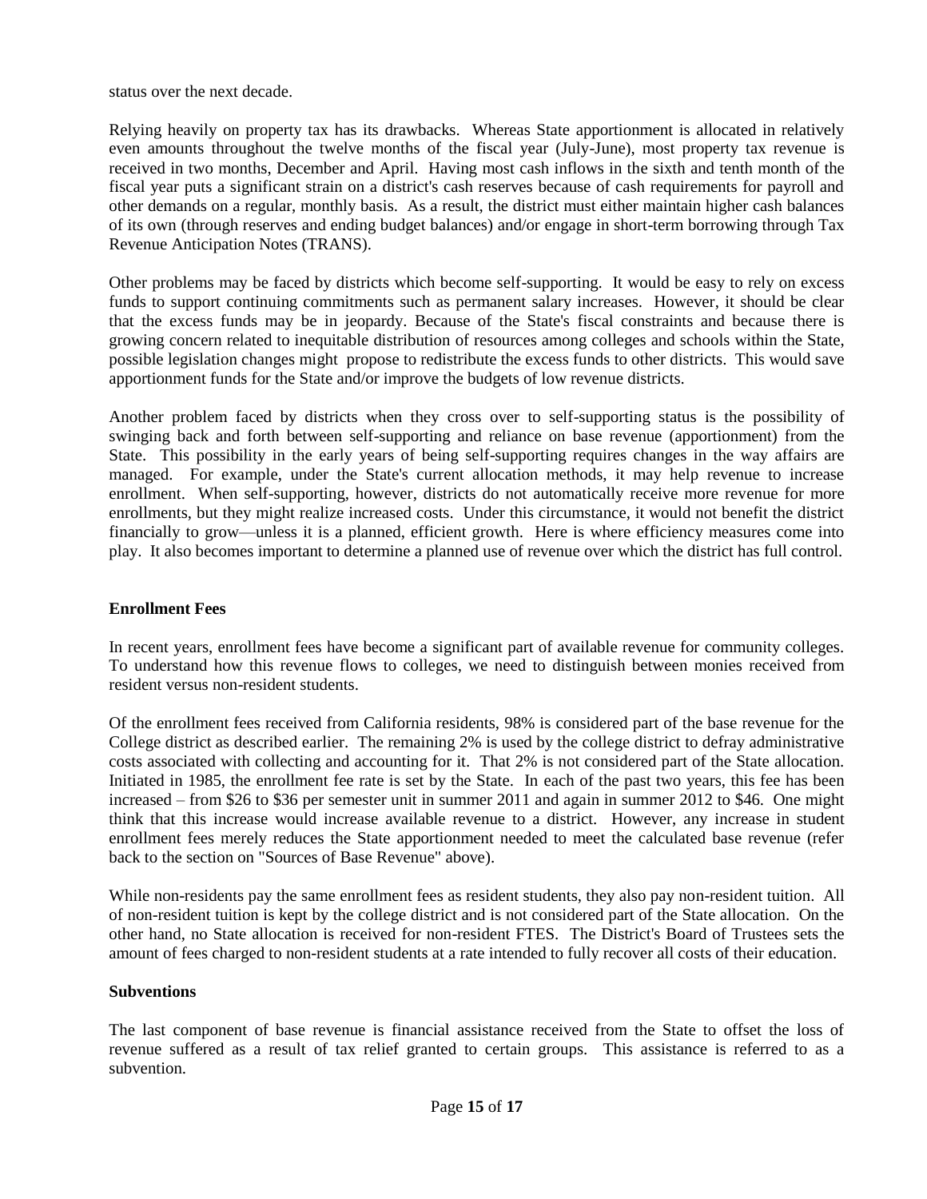status over the next decade.

Relying heavily on property tax has its drawbacks. Whereas State apportionment is allocated in relatively even amounts throughout the twelve months of the fiscal year (July-June), most property tax revenue is received in two months, December and April. Having most cash inflows in the sixth and tenth month of the fiscal year puts a significant strain on a district's cash reserves because of cash requirements for payroll and other demands on a regular, monthly basis. As a result, the district must either maintain higher cash balances of its own (through reserves and ending budget balances) and/or engage in short-term borrowing through Tax Revenue Anticipation Notes (TRANS).

Other problems may be faced by districts which become self-supporting. It would be easy to rely on excess funds to support continuing commitments such as permanent salary increases. However, it should be clear that the excess funds may be in jeopardy. Because of the State's fiscal constraints and because there is growing concern related to inequitable distribution of resources among colleges and schools within the State, possible legislation changes might propose to redistribute the excess funds to other districts. This would save apportionment funds for the State and/or improve the budgets of low revenue districts.

Another problem faced by districts when they cross over to self-supporting status is the possibility of swinging back and forth between self-supporting and reliance on base revenue (apportionment) from the State. This possibility in the early years of being self-supporting requires changes in the way affairs are managed. For example, under the State's current allocation methods, it may help revenue to increase enrollment. When self-supporting, however, districts do not automatically receive more revenue for more enrollments, but they might realize increased costs. Under this circumstance, it would not benefit the district financially to grow—unless it is a planned, efficient growth. Here is where efficiency measures come into play. It also becomes important to determine a planned use of revenue over which the district has full control.

**Enrollment Fees**

In recent years, enrollment fees have become a significant part of available revenue for community colleges. To understand how this revenue flows to colleges, we need to distinguish between monies received from resident versus non-resident students.

Of the enrollment fees received from California residents, 98% is considered part of the base revenue for the College district as described earlier. The remaining 2% is used by the college district to defray administrative costs associated with collecting and accounting for it. That 2% is not considered part of the State allocation. Initiated in 1985, the enrollment fee rate is set by the State. In each of the past two years, this fee has been increased – from $26 to $36 per semester unit in summer 2011 and again in summer 2012 to $46. One might think that this increase would increase available revenue to a district. However, any increase in student enrollment fees merely reduces the State apportionment needed to meet the calculated base revenue (refer back to the section on "Sources of Base Revenue" above).

While non-residents pay the same enrollment fees as resident students, they also pay non-resident tuition. All of non-resident tuition is kept by the college district and is not considered part of the State allocation. On the other hand, no State allocation is received for non-resident FTES. The District's Board of Trustees sets the amount of fees charged to non-resident students at a rate intended to fully recover all costs of their education.

**Subventions**

The last component of base revenue is financial assistance received from the State to offset the loss of revenue suffered as a result of tax relief granted to certain groups. This assistance is referred to as a subvention.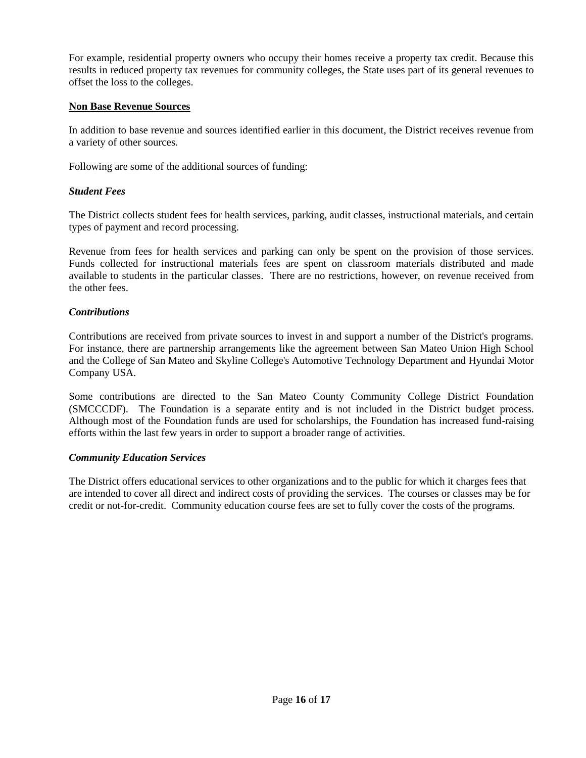For example, residential property owners who occupy their homes receive a property tax credit. Because this results in reduced property tax revenues for community colleges, the State uses part of its general revenues to offset the loss to the colleges.

## Non Base Revenue Sources

In addition to base revenue and sources identified earlier in this document, the District receives revenue from a variety of other sources.

Following are some of the additional sources of funding:

### *Student Fees*

The District collects student fees for health services, parking, audit classes, instructional materials, and certain types of payment and record processing.

Revenue from fees for health services and parking can only be spent on the provision of those services. Funds collected for instructional materials fees are spent on classroom materials distributed and made available to students in the particular classes. There are no restrictions, however, on revenue received from the other fees.

### *Contributions*

Contributions are received from private sources to invest in and support a number of the District's programs. For instance, there are partnership arrangements like the agreement between San Mateo Union High School and the College of San Mateo and Skyline College's Automotive Technology Department and Hyundai Motor Company USA.

Some contributions are directed to the San Mateo County Community College District Foundation (SMCCCDF). The Foundation is a separate entity and is not included in the District budget process. Although most of the Foundation funds are used for scholarships, the Foundation has increased fund-raising efforts within the last few years in order to support a broader range of activities.

### *Community Education Services*

The District offers educational services to other organizations and to the public for which it charges fees that are intended to cover all direct and indirect costs of providing the services. The courses or classes may be for credit or not-for-credit. Community education course fees are set to fully cover the costs of the programs.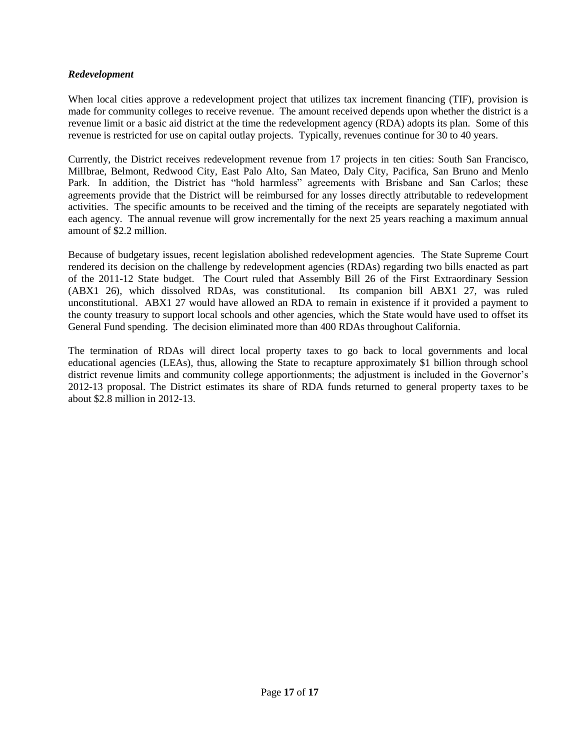***Redevelopment***

When local cities approve a redevelopment project that utilizes tax increment financing (TIF), provision is made for community colleges to receive revenue. The amount received depends upon whether the district is a revenue limit or a basic aid district at the time the redevelopment agency (RDA) adopts its plan. Some of this revenue is restricted for use on capital outlay projects. Typically, revenues continue for 30 to 40 years.

Currently, the District receives redevelopment revenue from 17 projects in ten cities: South San Francisco, Millbrae, Belmont, Redwood City, East Palo Alto, San Mateo, Daly City, Pacifica, San Bruno and Menlo Park. In addition, the District has "hold harmless" agreements with Brisbane and San Carlos; these agreements provide that the District will be reimbursed for any losses directly attributable to redevelopment activities. The specific amounts to be received and the timing of the receipts are separately negotiated with each agency. The annual revenue will grow incrementally for the next 25 years reaching a maximum annual amount of $2.2 million.

Because of budgetary issues, recent legislation abolished redevelopment agencies. The State Supreme Court rendered its decision on the challenge by redevelopment agencies (RDAs) regarding two bills enacted as part of the 2011-12 State budget. The Court ruled that Assembly Bill 26 of the First Extraordinary Session (ABX1 26), which dissolved RDAs, was constitutional. Its companion bill ABX1 27, was ruled unconstitutional. ABX1 27 would have allowed an RDA to remain in existence if it provided a payment to the county treasury to support local schools and other agencies, which the State would have used to offset its General Fund spending. The decision eliminated more than 400 RDAs throughout California.

The termination of RDAs will direct local property taxes to go back to local governments and local educational agencies (LEAs), thus, allowing the State to recapture approximately $1 billion through school district revenue limits and community college apportionments; the adjustment is included in the Governor's 2012-13 proposal. The District estimates its share of RDA funds returned to general property taxes to be about $2.8 million in 2012-13.